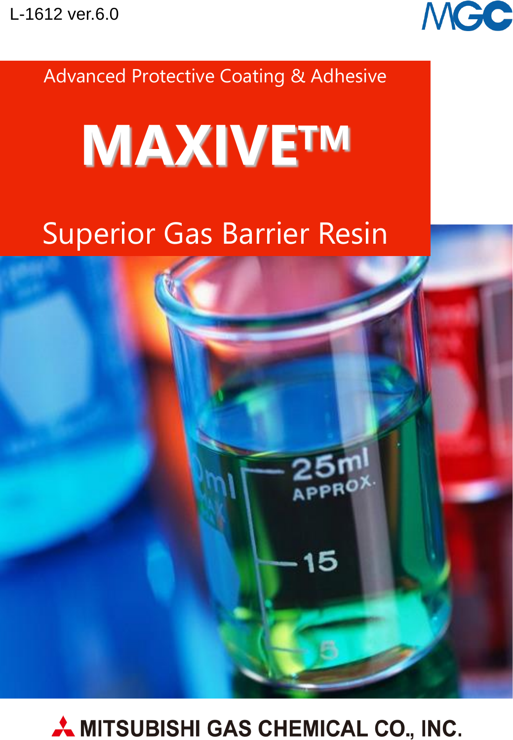L-1612 ver.6.0

Advanced Protective Coating & Adhesive

# MAXIVE™

## Superior Gas Barrier Resin

MITSUBISHI GAS CHEMICAL CO., INC.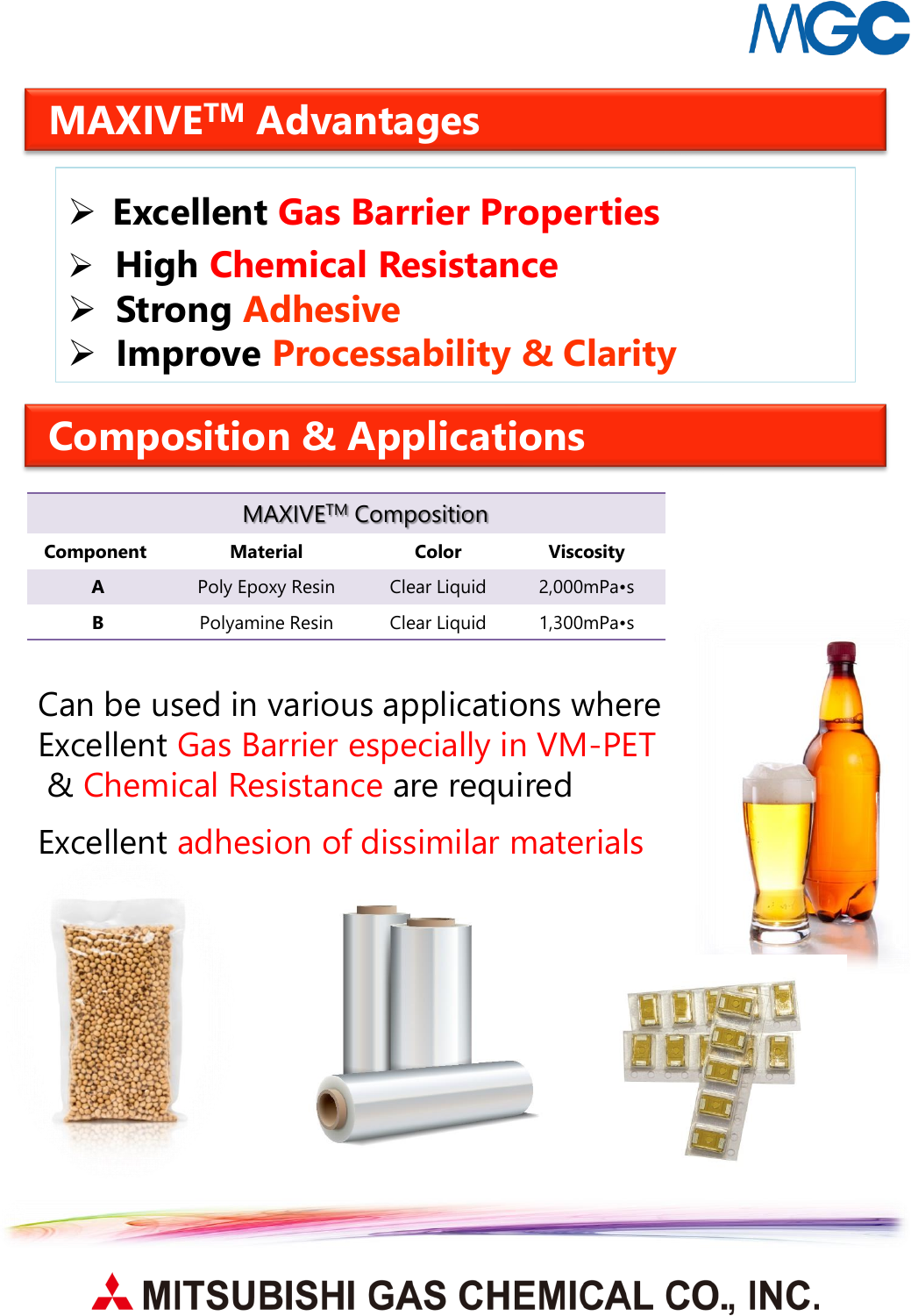# MAXIVE™ Advantages

- **Excellent Gas Barrier Properties**
- **High Chemical Resistance**
- **Strong Adhesive**
- **Improve Processability & Clarity**

# Composition & Applications

| MAXIVE™ Composition | | | |
|---|---|---|---|
| **Component** | **Material** | **Color** | **Viscosity** |
| **A** | Poly Epoxy Resin | Clear Liquid | 2,000mPa•s |
| **B** | Polyamine Resin | Clear Liquid | 1,300mPa•s |

Can be used in various applications where Excellent Gas Barrier especially in VM-PET & Chemical Resistance are required

Excellent adhesion of dissimilar materials

MITSUBISHI GAS CHEMICAL CO., INC.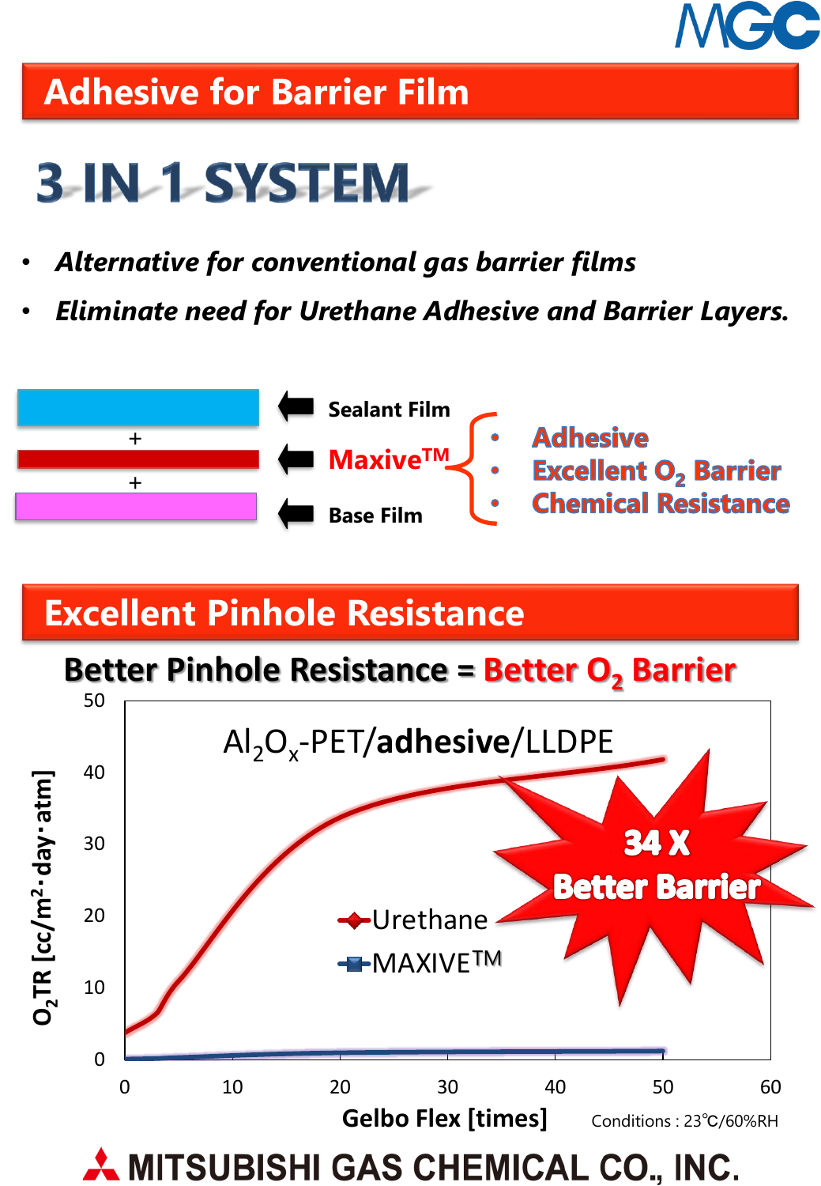## Adhesive for Barrier Film

# 3 IN 1 SYSTEM

- *Alternative for conventional gas barrier films*
- *Eliminate need for Urethane Adhesive and Barrier Layers.*

**Sealant Film**
+
**Maxive™**
+
**Base Film**

- Adhesive
- Excellent $O_2$ Barrier
- Chemical Resistance

## Excellent Pinhole Resistance

**Better Pinhole Resistance = Better $O_2$ Barrier**

$Al_2O_x$-PET/**adhesive**/LLDPE

34 X Better Barrier

- Urethane
- MAXIVE™

Y-axis: $O_2TR$ [cc/m²·day·atm] (0–50)

X-axis: Gelbo Flex [times] (0–60)

Conditions : 23℃/60%RH

**MITSUBISHI GAS CHEMICAL CO., INC.**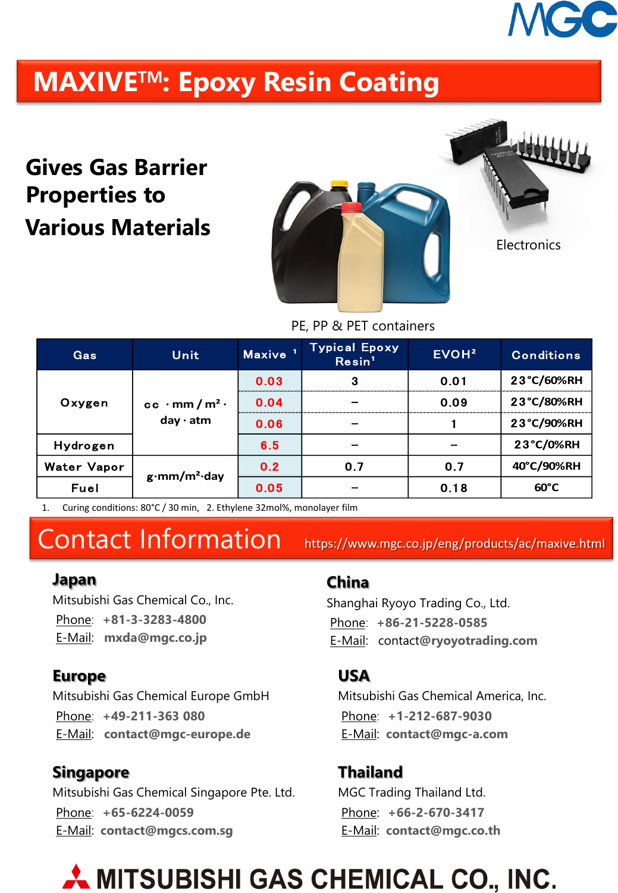# MAXIVE™: Epoxy Resin Coating

## Gives Gas Barrier Properties to Various Materials

Electronics

PE, PP & PET containers

| Gas | Unit | Maxive [1] | Typical Epoxy Resin[1] | EVOH[2] | Conditions |
|---|---|---|---|---|---|
| Oxygen | cc・mm / m²・day・atm | 0.03 | 3 | 0.01 | 23°C/60%RH |
| | | 0.04 | – | 0.09 | 23°C/80%RH |
| | | 0.06 | – | 1 | 23°C/90%RH |
| Hydrogen | | 6.5 | – | – | 23°C/0%RH |
| Water Vapor | g·mm/m²·day | 0.2 | 0.7 | 0.7 | 40°C/90%RH |
| Fuel | | 0.05 | – | 0.18 | 60°C |

1. Curing conditions: 80°C / 30 min, 2. Ethylene 32mol%, monolayer film

## Contact Information

https://www.mgc.co.jp/eng/products/ac/maxive.html

### Japan
Mitsubishi Gas Chemical Co., Inc.
Phone: +81-3-3283-4800
E-Mail: mxda@mgc.co.jp

### China
Shanghai Ryoyo Trading Co., Ltd.
Phone: +86-21-5228-0585
E-Mail: contact@ryoyotrading.com

### Europe
Mitsubishi Gas Chemical Europe GmbH
Phone: +49-211-363 080
E-Mail: contact@mgc-europe.de

### USA
Mitsubishi Gas Chemical America, Inc.
Phone: +1-212-687-9030
E-Mail: contact@mgc-a.com

### Singapore
Mitsubishi Gas Chemical Singapore Pte. Ltd.
Phone: +65-6224-0059
E-Mail: contact@mgcs.com.sg

### Thailand
MGC Trading Thailand Ltd.
Phone: +66-2-670-3417
E-Mail: contact@mgc.co.th

**MITSUBISHI GAS CHEMICAL CO., INC.**